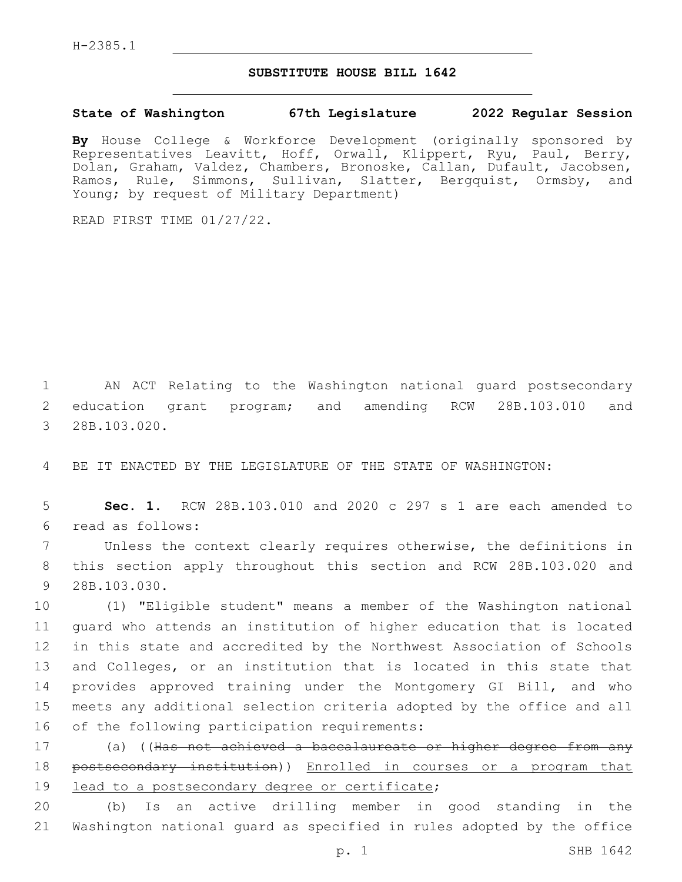H-2385.1

## SUBSTITUTE HOUSE BILL 1642

**State of Washington 67th Legislature 2022 Regular Session**

**By** House College & Workforce Development (originally sponsored by Representatives Leavitt, Hoff, Orwall, Klippert, Ryu, Paul, Berry, Dolan, Graham, Valdez, Chambers, Bronoske, Callan, Dufault, Jacobsen, Ramos, Rule, Simmons, Sullivan, Slatter, Bergquist, Ormsby, and Young; by request of Military Department)

READ FIRST TIME 01/27/22.

1 AN ACT Relating to the Washington national guard postsecondary
2 education grant program; and amending RCW 28B.103.010 and
3 28B.103.020.

4 BE IT ENACTED BY THE LEGISLATURE OF THE STATE OF WASHINGTON:

5 **Sec. 1.** RCW 28B.103.010 and 2020 c 297 s 1 are each amended to
6 read as follows:

7 Unless the context clearly requires otherwise, the definitions in
8 this section apply throughout this section and RCW 28B.103.020 and
9 28B.103.030.

10 (1) "Eligible student" means a member of the Washington national
11 guard who attends an institution of higher education that is located
12 in this state and accredited by the Northwest Association of Schools
13 and Colleges, or an institution that is located in this state that
14 provides approved training under the Montgomery GI Bill, and who
15 meets any additional selection criteria adopted by the office and all
16 of the following participation requirements:

17 (a) ((~~Has not achieved a baccalaureate or higher degree from any~~
18 ~~postsecondary institution~~)) <u>Enrolled in courses or a program that</u>
19 <u>lead to a postsecondary degree or certificate</u>;

20 (b) Is an active drilling member in good standing in the
21 Washington national guard as specified in rules adopted by the office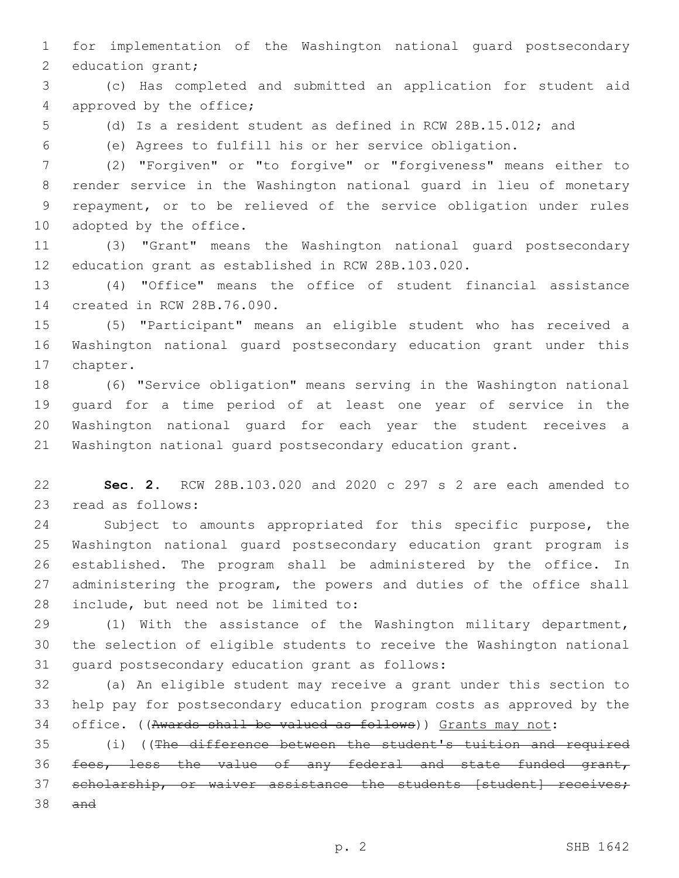for implementation of the Washington national guard postsecondary education grant;

(c) Has completed and submitted an application for student aid approved by the office;

(d) Is a resident student as defined in RCW 28B.15.012; and

(e) Agrees to fulfill his or her service obligation.

(2) "Forgiven" or "to forgive" or "forgiveness" means either to render service in the Washington national guard in lieu of monetary repayment, or to be relieved of the service obligation under rules adopted by the office.

(3) "Grant" means the Washington national guard postsecondary education grant as established in RCW 28B.103.020.

(4) "Office" means the office of student financial assistance created in RCW 28B.76.090.

(5) "Participant" means an eligible student who has received a Washington national guard postsecondary education grant under this chapter.

(6) "Service obligation" means serving in the Washington national guard for a time period of at least one year of service in the Washington national guard for each year the student receives a Washington national guard postsecondary education grant.

**Sec. 2.** RCW 28B.103.020 and 2020 c 297 s 2 are each amended to read as follows:

Subject to amounts appropriated for this specific purpose, the Washington national guard postsecondary education grant program is established. The program shall be administered by the office. In administering the program, the powers and duties of the office shall include, but need not be limited to:

(1) With the assistance of the Washington military department, the selection of eligible students to receive the Washington national guard postsecondary education grant as follows:

(a) An eligible student may receive a grant under this section to help pay for postsecondary education program costs as approved by the office. ((~~Awards shall be valued as follows~~)) Grants may not:

(i) ((~~The difference between the student's tuition and required fees, less the value of any federal and state funded grant, scholarship, or waiver assistance the students [student] receives; and~~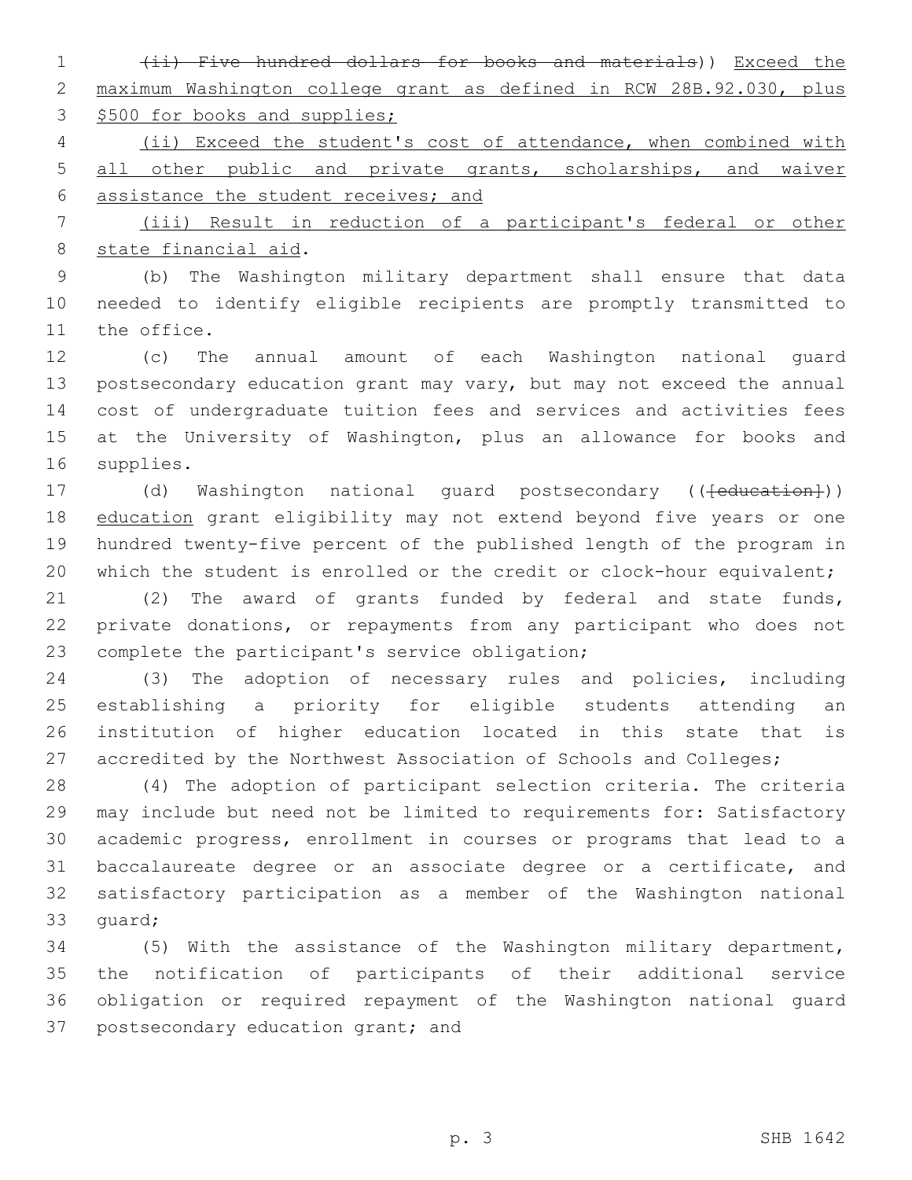(ii) ~~Five hundred dollars for books and materials~~)) Exceed the maximum Washington college grant as defined in RCW 28B.92.030, plus $500 for books and supplies;

(ii) Exceed the student's cost of attendance, when combined with all other public and private grants, scholarships, and waiver assistance the student receives; and

(iii) Result in reduction of a participant's federal or other state financial aid.

(b) The Washington military department shall ensure that data needed to identify eligible recipients are promptly transmitted to the office.

(c) The annual amount of each Washington national guard postsecondary education grant may vary, but may not exceed the annual cost of undergraduate tuition fees and services and activities fees at the University of Washington, plus an allowance for books and supplies.

(d) Washington national guard postsecondary ((~~[education]~~)) education grant eligibility may not extend beyond five years or one hundred twenty-five percent of the published length of the program in which the student is enrolled or the credit or clock-hour equivalent;

(2) The award of grants funded by federal and state funds, private donations, or repayments from any participant who does not complete the participant's service obligation;

(3) The adoption of necessary rules and policies, including establishing a priority for eligible students attending an institution of higher education located in this state that is accredited by the Northwest Association of Schools and Colleges;

(4) The adoption of participant selection criteria. The criteria may include but need not be limited to requirements for: Satisfactory academic progress, enrollment in courses or programs that lead to a baccalaureate degree or an associate degree or a certificate, and satisfactory participation as a member of the Washington national guard;

(5) With the assistance of the Washington military department, the notification of participants of their additional service obligation or required repayment of the Washington national guard postsecondary education grant; and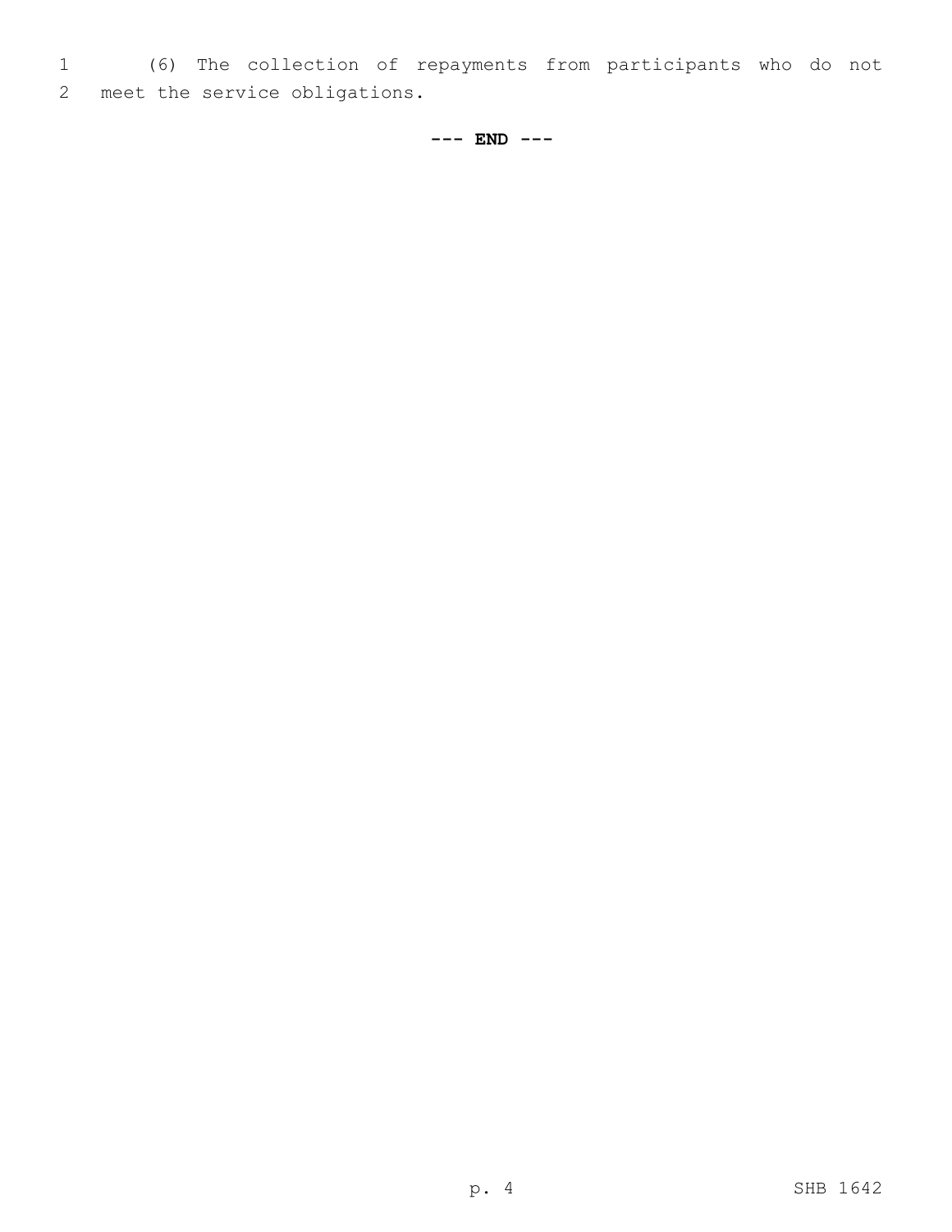(6) The collection of repayments from participants who do not meet the service obligations.

**--- END ---**